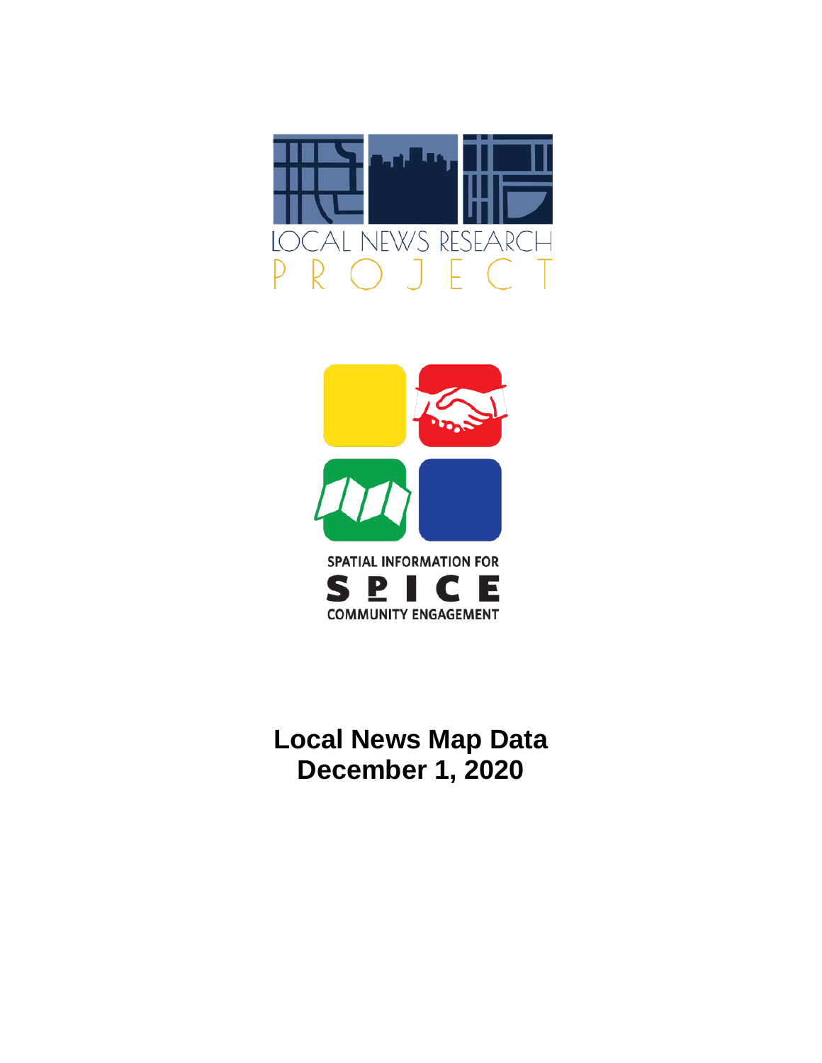LOCAL NEWS RESEARCH PROJECT

SPATIAL INFORMATION FOR COMMUNITY ENGAGEMENT

SPICE

# Local News Map Data
# December 1, 2020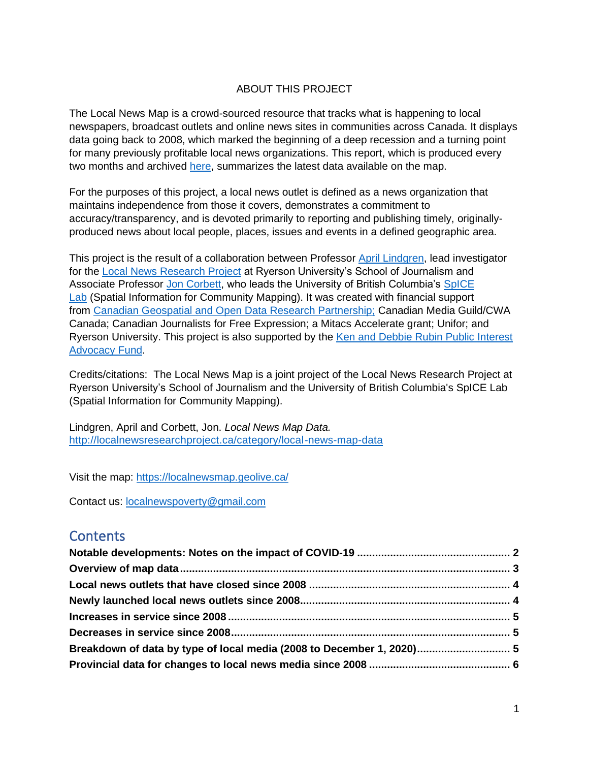ABOUT THIS PROJECT

The Local News Map is a crowd-sourced resource that tracks what is happening to local newspapers, broadcast outlets and online news sites in communities across Canada. It displays data going back to 2008, which marked the beginning of a deep recession and a turning point for many previously profitable local news organizations. This report, which is produced every two months and archived [here](), summarizes the latest data available on the map.

For the purposes of this project, a local news outlet is defined as a news organization that maintains independence from those it covers, demonstrates a commitment to accuracy/transparency, and is devoted primarily to reporting and publishing timely, originally-produced news about local people, places, issues and events in a defined geographic area.

This project is the result of a collaboration between Professor [April Lindgren](), lead investigator for the [Local News Research Project]() at Ryerson University's School of Journalism and Associate Professor [Jon Corbett](), who leads the University of British Columbia's [SpICE Lab]() (Spatial Information for Community Mapping). It was created with financial support from [Canadian Geospatial and Open Data Research Partnership;]() Canadian Media Guild/CWA Canada; Canadian Journalists for Free Expression; a Mitacs Accelerate grant; Unifor; and Ryerson University. This project is also supported by the [Ken and Debbie Rubin Public Interest Advocacy Fund]().

Credits/citations: The Local News Map is a joint project of the Local News Research Project at Ryerson University's School of Journalism and the University of British Columbia's SpICE Lab (Spatial Information for Community Mapping).

Lindgren, April and Corbett, Jon. *Local News Map Data.*
[http://localnewsresearchproject.ca/category/local-news-map-data](http://localnewsresearchproject.ca/category/local-news-map-data)

Visit the map: [https://localnewsmap.geolive.ca/](https://localnewsmap.geolive.ca/)

Contact us: [localnewspoverty@gmail.com](mailto:localnewspoverty@gmail.com)

## Contents

**Notable developments: Notes on the impact of COVID-19 .......... 2**
**Overview of map data .......... 3**
**Local news outlets that have closed since 2008 .......... 4**
**Newly launched local news outlets since 2008 .......... 4**
**Increases in service since 2008 .......... 5**
**Decreases in service since 2008 .......... 5**
**Breakdown of data by type of local media (2008 to December 1, 2020) .......... 5**
**Provincial data for changes to local news media since 2008 .......... 6**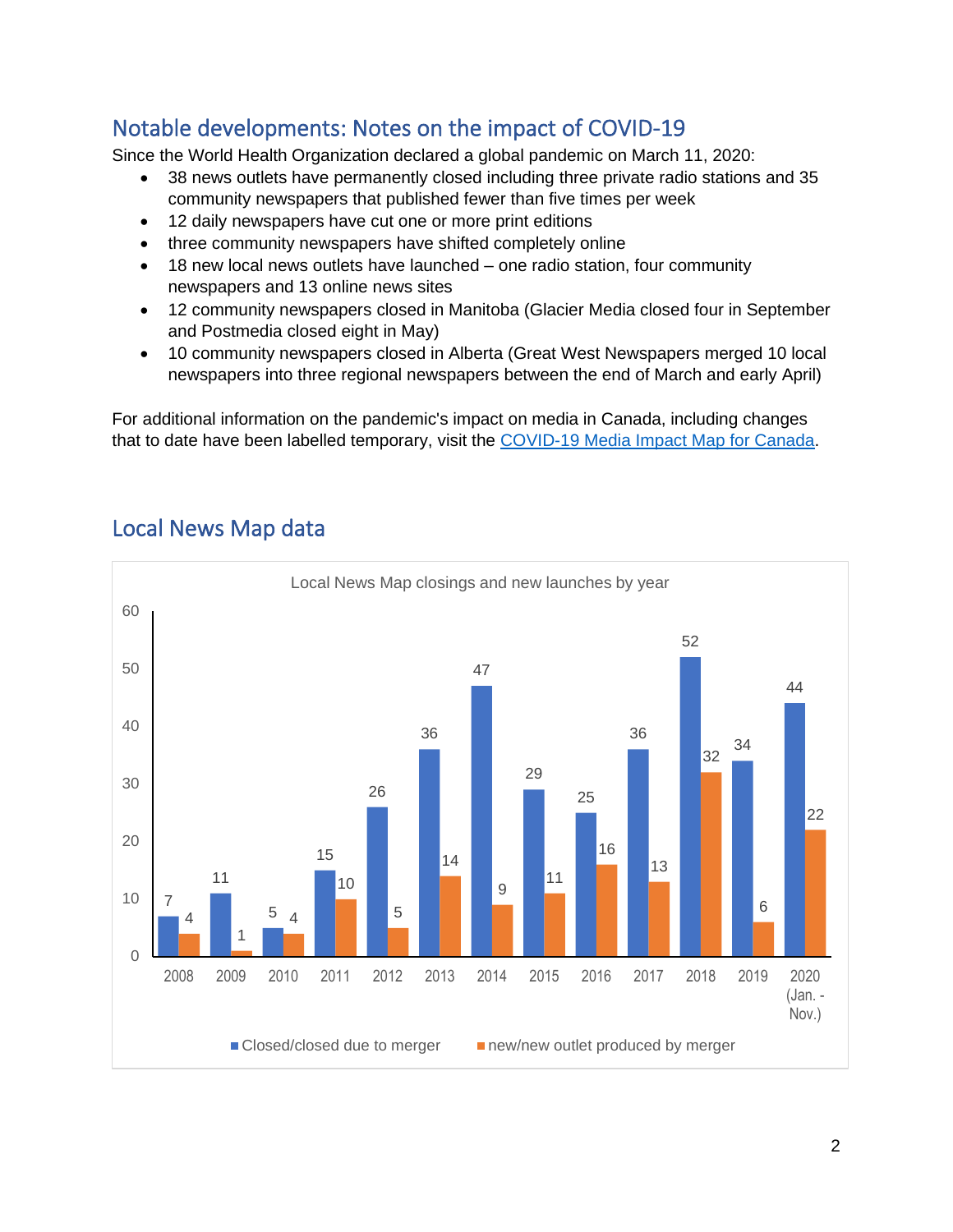## Notable developments: Notes on the impact of COVID-19

Since the World Health Organization declared a global pandemic on March 11, 2020:

- 38 news outlets have permanently closed including three private radio stations and 35 community newspapers that published fewer than five times per week
- 12 daily newspapers have cut one or more print editions
- three community newspapers have shifted completely online
- 18 new local news outlets have launched – one radio station, four community newspapers and 13 online news sites
- 12 community newspapers closed in Manitoba (Glacier Media closed four in September and Postmedia closed eight in May)
- 10 community newspapers closed in Alberta (Great West Newspapers merged 10 local newspapers into three regional newspapers between the end of March and early April)

For additional information on the pandemic's impact on media in Canada, including changes that to date have been labelled temporary, visit the [COVID-19 Media Impact Map for Canada](COVID-19 Media Impact Map for Canada).

## Local News Map data

Local News Map closings and new launches by year

| Year | Closed/closed due to merger | new/new outlet produced by merger |
|---|---|---|
| 2008 | 7 | 4 |
| 2009 | 11 | 1 |
| 2010 | 5 | 4 |
| 2011 | 15 | 10 |
| 2012 | 26 | 5 |
| 2013 | 36 | 14 |
| 2014 | 47 | 9 |
| 2015 | 29 | 11 |
| 2016 | 25 | 16 |
| 2017 | 36 | 13 |
| 2018 | 52 | 32 |
| 2019 | 34 | 6 |
| 2020 (Jan. - Nov.) | 44 | 22 |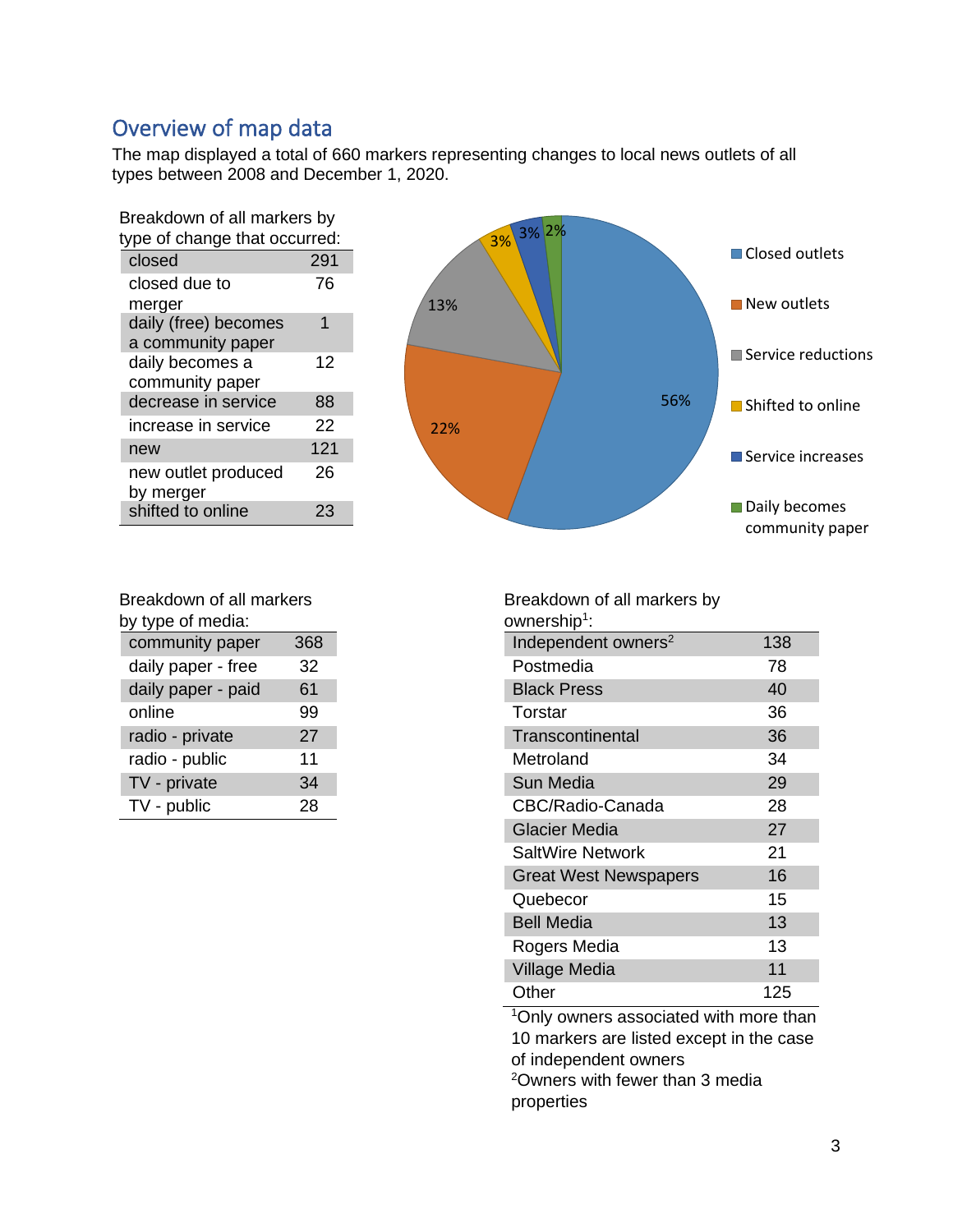## Overview of map data

The map displayed a total of 660 markers representing changes to local news outlets of all types between 2008 and December 1, 2020.

Breakdown of all markers by type of change that occurred:

| | |
|---|---|
| closed | 291 |
| closed due to merger | 76 |
| daily (free) becomes a community paper | 1 |
| daily becomes a community paper | 12 |
| decrease in service | 88 |
| increase in service | 22 |
| new | 121 |
| new outlet produced by merger | 26 |
| shifted to online | 23 |

Breakdown of all markers by type of media:

| | |
|---|---|
| community paper | 368 |
| daily paper - free | 32 |
| daily paper - paid | 61 |
| online | 99 |
| radio - private | 27 |
| radio - public | 11 |
| TV - private | 34 |
| TV - public | 28 |

Breakdown of all markers by ownership[1]:

| | |
|---|---|
| Independent owners[2] | 138 |
| Postmedia | 78 |
| Black Press | 40 |
| Torstar | 36 |
| Transcontinental | 36 |
| Metroland | 34 |
| Sun Media | 29 |
| CBC/Radio-Canada | 28 |
| Glacier Media | 27 |
| SaltWire Network | 21 |
| Great West Newspapers | 16 |
| Quebecor | 15 |
| Bell Media | 13 |
| Rogers Media | 13 |
| Village Media | 11 |
| Other | 125 |

[1]Only owners associated with more than 10 markers are listed except in the case of independent owners
[2]Owners with fewer than 3 media properties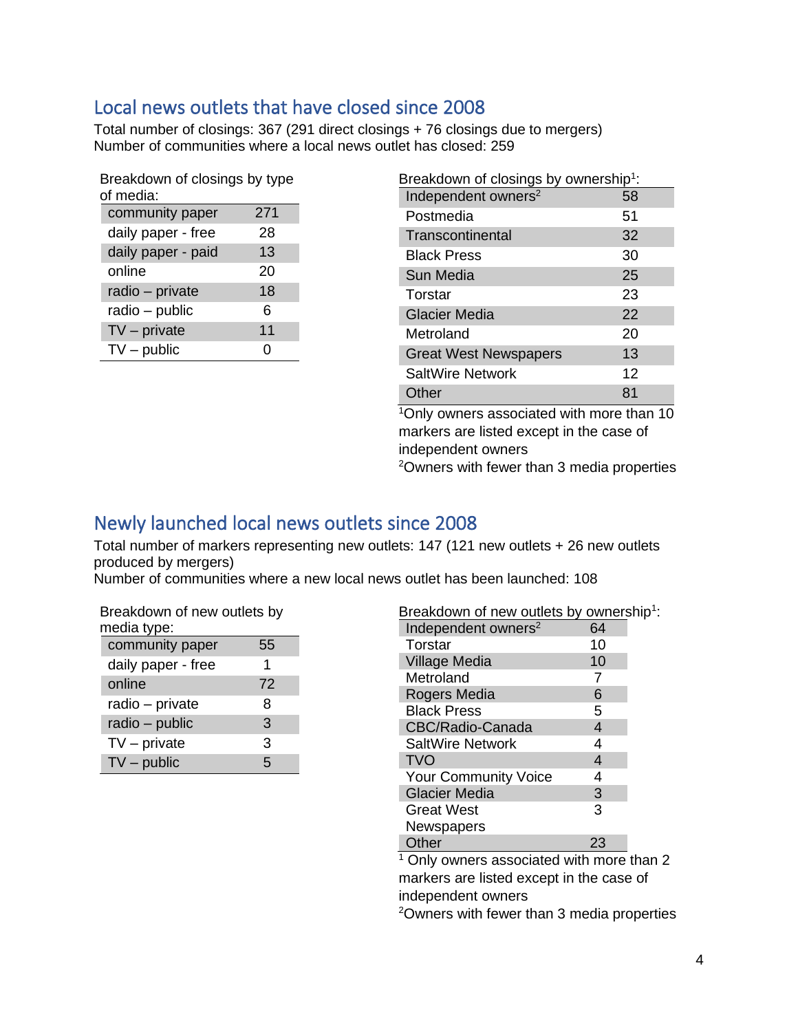## Local news outlets that have closed since 2008

Total number of closings: 367 (291 direct closings + 76 closings due to mergers)
Number of communities where a local news outlet has closed: 259

Breakdown of closings by type of media:

| Type of media | Closings |
|---|---|
| community paper | 271 |
| daily paper - free | 28 |
| daily paper - paid | 13 |
| online | 20 |
| radio – private | 18 |
| radio – public | 6 |
| TV – private | 11 |
| TV – public | 0 |

Breakdown of closings by ownership[1]:

| Owner | Closings |
|---|---|
| Independent owners[2] | 58 |
| Postmedia | 51 |
| Transcontinental | 32 |
| Black Press | 30 |
| Sun Media | 25 |
| Torstar | 23 |
| Glacier Media | 22 |
| Metroland | 20 |
| Great West Newspapers | 13 |
| SaltWire Network | 12 |
| Other | 81 |

[1]Only owners associated with more than 10 markers are listed except in the case of independent owners

[2]Owners with fewer than 3 media properties

## Newly launched local news outlets since 2008

Total number of markers representing new outlets: 147 (121 new outlets + 26 new outlets produced by mergers)
Number of communities where a new local news outlet has been launched: 108

Breakdown of new outlets by media type:

| Media type | New outlets |
|---|---|
| community paper | 55 |
| daily paper - free | 1 |
| online | 72 |
| radio – private | 8 |
| radio – public | 3 |
| TV – private | 3 |
| TV – public | 5 |

Breakdown of new outlets by ownership[1]:

| Owner | New outlets |
|---|---|
| Independent owners[2] | 64 |
| Torstar | 10 |
| Village Media | 10 |
| Metroland | 7 |
| Rogers Media | 6 |
| Black Press | 5 |
| CBC/Radio-Canada | 4 |
| SaltWire Network | 4 |
| TVO | 4 |
| Your Community Voice | 4 |
| Glacier Media | 3 |
| Great West Newspapers | 3 |
| Other | 23 |

[1] Only owners associated with more than 2 markers are listed except in the case of independent owners

[2]Owners with fewer than 3 media properties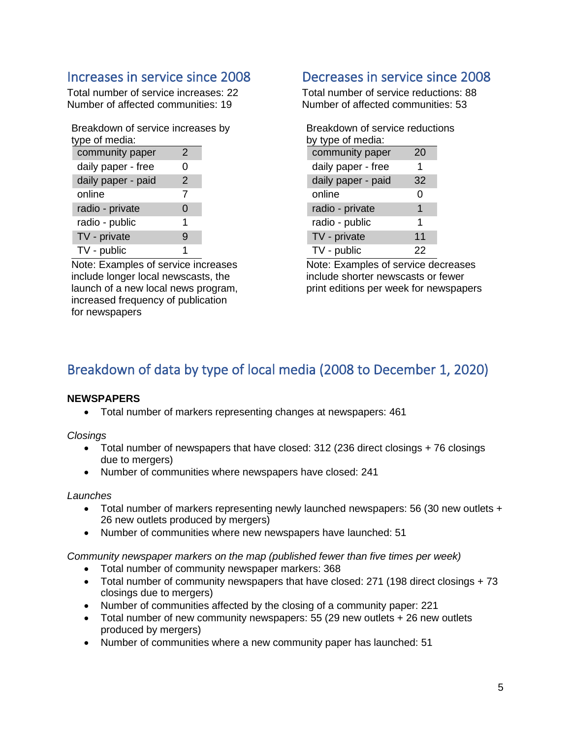## Increases in service since 2008

Total number of service increases: 22
Number of affected communities: 19

Breakdown of service increases by type of media:

| type of media | |
|---|---|
| community paper | 2 |
| daily paper - free | 0 |
| daily paper - paid | 2 |
| online | 7 |
| radio - private | 0 |
| radio - public | 1 |
| TV - private | 9 |
| TV - public | 1 |

Note: Examples of service increases include longer local newscasts, the launch of a new local news program, increased frequency of publication for newspapers

## Decreases in service since 2008

Total number of service reductions: 88
Number of affected communities: 53

Breakdown of service reductions by type of media:

| type of media | |
|---|---|
| community paper | 20 |
| daily paper - free | 1 |
| daily paper - paid | 32 |
| online | 0 |
| radio - private | 1 |
| radio - public | 1 |
| TV - private | 11 |
| TV - public | 22 |

Note: Examples of service decreases include shorter newscasts or fewer print editions per week for newspapers

## Breakdown of data by type of local media (2008 to December 1, 2020)

**NEWSPAPERS**

- Total number of markers representing changes at newspapers: 461

*Closings*

- Total number of newspapers that have closed: 312 (236 direct closings + 76 closings due to mergers)
- Number of communities where newspapers have closed: 241

*Launches*

- Total number of markers representing newly launched newspapers: 56 (30 new outlets + 26 new outlets produced by mergers)
- Number of communities where new newspapers have launched: 51

*Community newspaper markers on the map (published fewer than five times per week)*

- Total number of community newspaper markers: 368
- Total number of community newspapers that have closed: 271 (198 direct closings + 73 closings due to mergers)
- Number of communities affected by the closing of a community paper: 221
- Total number of new community newspapers: 55 (29 new outlets + 26 new outlets produced by mergers)
- Number of communities where a new community paper has launched: 51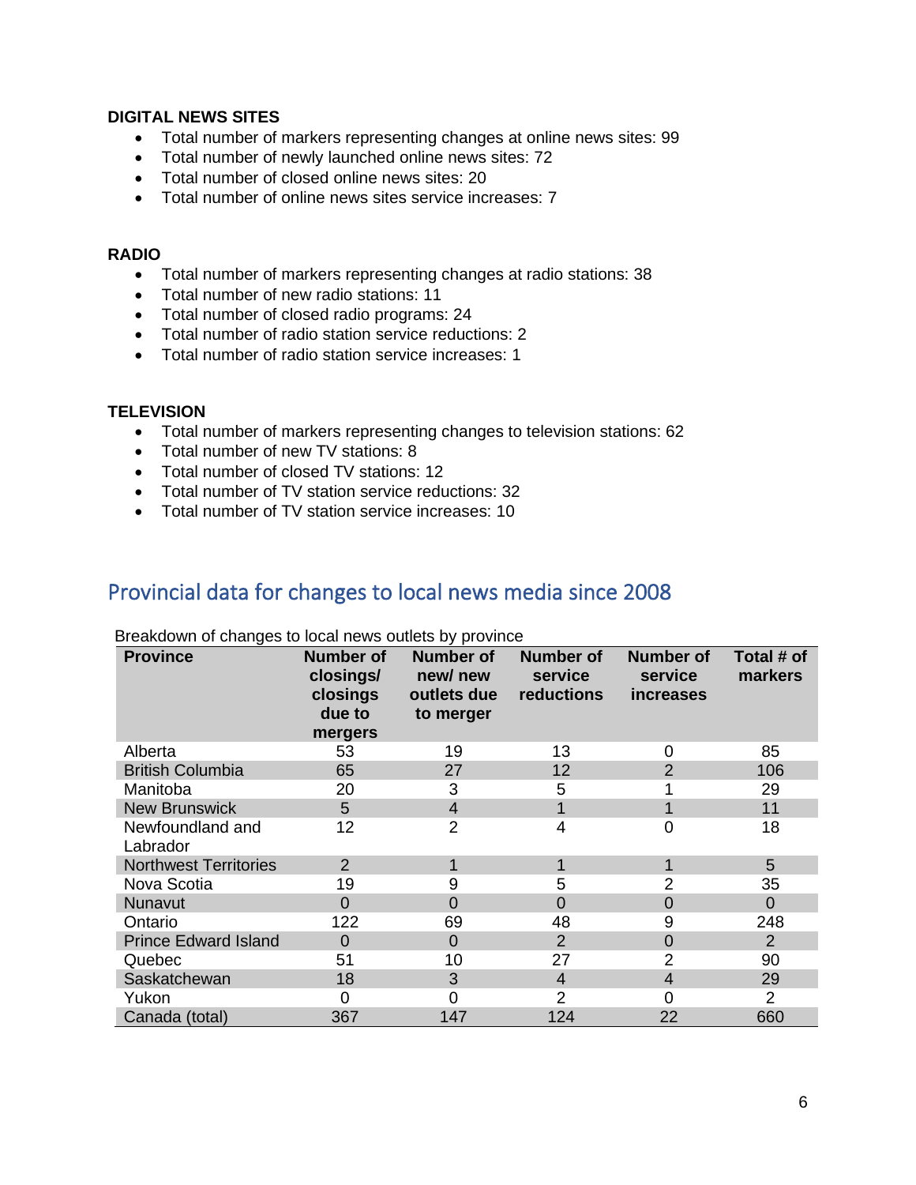**DIGITAL NEWS SITES**

- Total number of markers representing changes at online news sites: 99
- Total number of newly launched online news sites: 72
- Total number of closed online news sites: 20
- Total number of online news sites service increases: 7

**RADIO**

- Total number of markers representing changes at radio stations: 38
- Total number of new radio stations: 11
- Total number of closed radio programs: 24
- Total number of radio station service reductions: 2
- Total number of radio station service increases: 1

**TELEVISION**

- Total number of markers representing changes to television stations: 62
- Total number of new TV stations: 8
- Total number of closed TV stations: 12
- Total number of TV station service reductions: 32
- Total number of TV station service increases: 10

## Provincial data for changes to local news media since 2008

Breakdown of changes to local news outlets by province

| Province | Number of closings/ closings due to mergers | Number of new/ new outlets due to merger | Number of service reductions | Number of service increases | Total # of markers |
|---|---|---|---|---|---|
| Alberta | 53 | 19 | 13 | 0 | 85 |
| British Columbia | 65 | 27 | 12 | 2 | 106 |
| Manitoba | 20 | 3 | 5 | 1 | 29 |
| New Brunswick | 5 | 4 | 1 | 1 | 11 |
| Newfoundland and Labrador | 12 | 2 | 4 | 0 | 18 |
| Northwest Territories | 2 | 1 | 1 | 1 | 5 |
| Nova Scotia | 19 | 9 | 5 | 2 | 35 |
| Nunavut | 0 | 0 | 0 | 0 | 0 |
| Ontario | 122 | 69 | 48 | 9 | 248 |
| Prince Edward Island | 0 | 0 | 2 | 0 | 2 |
| Quebec | 51 | 10 | 27 | 2 | 90 |
| Saskatchewan | 18 | 3 | 4 | 4 | 29 |
| Yukon | 0 | 0 | 2 | 0 | 2 |
| Canada (total) | 367 | 147 | 124 | 22 | 660 |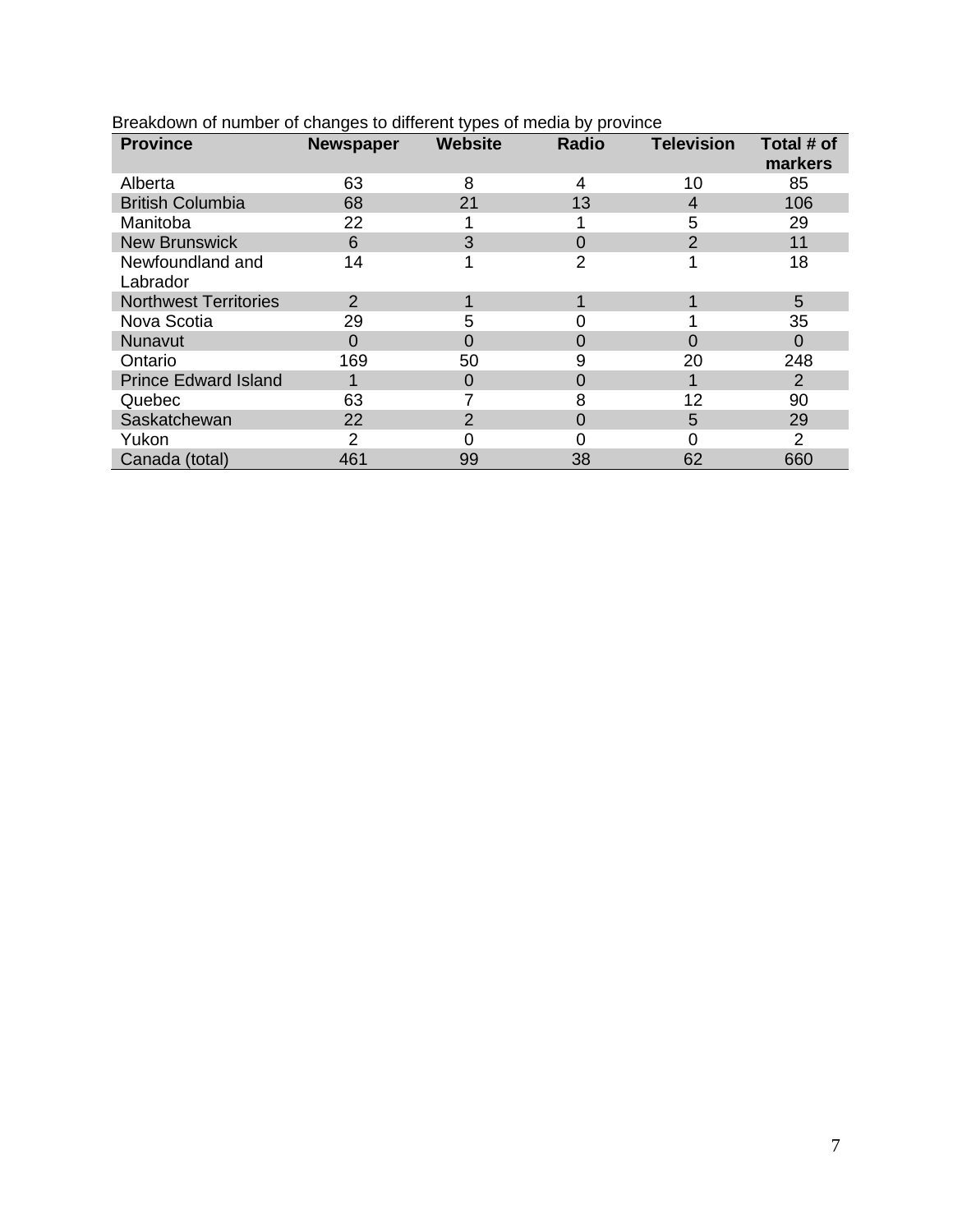Breakdown of number of changes to different types of media by province

| Province | Newspaper | Website | Radio | Television | Total # of markers |
|---|---|---|---|---|---|
| Alberta | 63 | 8 | 4 | 10 | 85 |
| British Columbia | 68 | 21 | 13 | 4 | 106 |
| Manitoba | 22 | 1 | 1 | 5 | 29 |
| New Brunswick | 6 | 3 | 0 | 2 | 11 |
| Newfoundland and Labrador | 14 | 1 | 2 | 1 | 18 |
| Northwest Territories | 2 | 1 | 1 | 1 | 5 |
| Nova Scotia | 29 | 5 | 0 | 1 | 35 |
| Nunavut | 0 | 0 | 0 | 0 | 0 |
| Ontario | 169 | 50 | 9 | 20 | 248 |
| Prince Edward Island | 1 | 0 | 0 | 1 | 2 |
| Quebec | 63 | 7 | 8 | 12 | 90 |
| Saskatchewan | 22 | 2 | 0 | 5 | 29 |
| Yukon | 2 | 0 | 0 | 0 | 2 |
| Canada (total) | 461 | 99 | 38 | 62 | 660 |